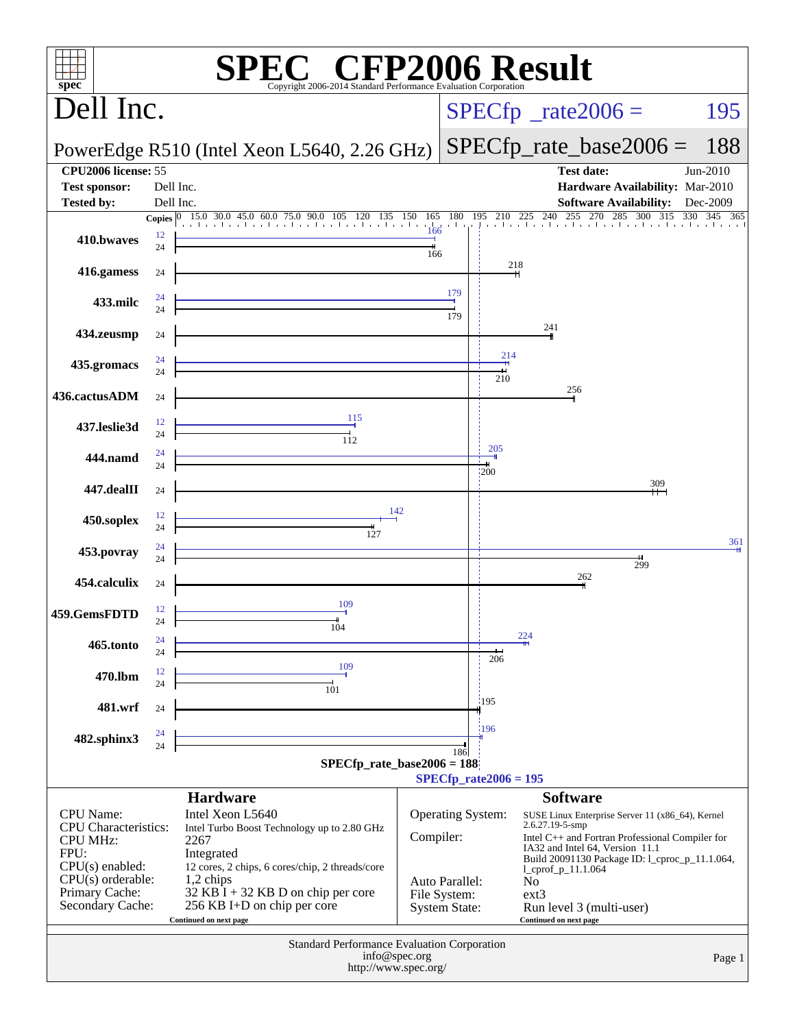# SPEC CFP2006 Result

Copyright 2006-2014 Standard Performance Evaluation Corporation

## Dell Inc.

PowerEdge R510 (Intel Xeon L5640, 2.26 GHz)

SPECfp_rate2006 = 195

SPECfp_rate_base2006 = 188

| | | | |
|---|---|---|---|
| **CPU2006 license:** | 55 | **Test date:** | Jun-2010 |
| **Test sponsor:** | Dell Inc. | **Hardware Availability:** | Mar-2010 |
| **Tested by:** | Dell Inc. | **Software Availability:** | Dec-2009 |

| Benchmark | Copies (peak) | Peak | Copies (base) | Base |
|---|---|---|---|---|
| 410.bwaves | 12 | 166 | 24 | 166 |
| 416.gamess | | | 24 | 218 |
| 433.milc | 24 | 179 | 24 | 179 |
| 434.zeusmp | | | 24 | 241 |
| 435.gromacs | 24 | 214 | 24 | 210 |
| 436.cactusADM | | | 24 | 256 |
| 437.leslie3d | 12 | 115 | 24 | 112 |
| 444.namd | 24 | 205 | 24 | 200 |
| 447.dealII | | | 24 | 309 |
| 450.soplex | 12 | 142 | 24 | 127 |
| 453.povray | 24 | 361 | 24 | 299 |
| 454.calculix | | | 24 | 262 |
| 459.GemsFDTD | 12 | 109 | 24 | 104 |
| 465.tonto | 24 | 224 | 24 | 206 |
| 470.lbm | 12 | 109 | 24 | 101 |
| 481.wrf | | | 24 | 195 |
| 482.sphinx3 | 24 | 196 | 24 | 186 |

SPECfp_rate_base2006 = 188

SPECfp_rate2006 = 195

### Hardware

| | |
|---|---|
| CPU Name: | Intel Xeon L5640 |
| CPU Characteristics: | Intel Turbo Boost Technology up to 2.80 GHz |
| CPU MHz: | 2267 |
| FPU: | Integrated |
| CPU(s) enabled: | 12 cores, 2 chips, 6 cores/chip, 2 threads/core |
| CPU(s) orderable: | 1,2 chips |
| Primary Cache: | 32 KB I + 32 KB D on chip per core |
| Secondary Cache: | 256 KB I+D on chip per core |

Continued on next page

### Software

| | |
|---|---|
| Operating System: | SUSE Linux Enterprise Server 11 (x86_64), Kernel 2.6.27.19-5-smp |
| Compiler: | Intel C++ and Fortran Professional Compiler for IA32 and Intel 64, Version 11.1 Build 20091130 Package ID: l_cproc_p_11.1.064, l_cprof_p_11.1.064 |
| Auto Parallel: | No |
| File System: | ext3 |
| System State: | Run level 3 (multi-user) |

Continued on next page

Standard Performance Evaluation Corporation
info@spec.org
http://www.spec.org/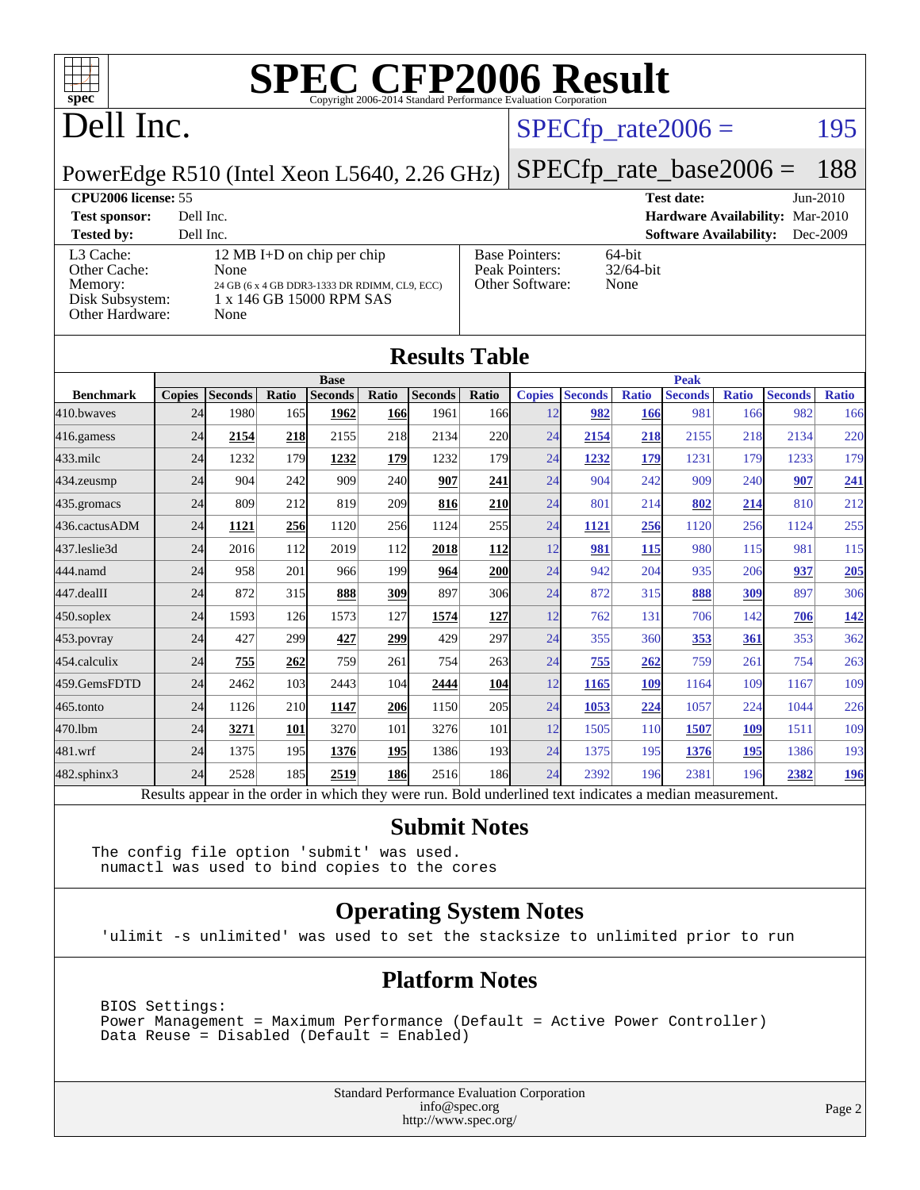# SPEC CFP2006 Result

Copyright 2006-2014 Standard Performance Evaluation Corporation

# Dell Inc.

PowerEdge R510 (Intel Xeon L5640, 2.26 GHz)

SPECfp_rate2006 = 195

SPECfp_rate_base2006 = 188

**CPU2006 license:** 55

**Test sponsor:** Dell Inc.

**Tested by:** Dell Inc.

**Test date:** Jun-2010

**Hardware Availability:** Mar-2010

**Software Availability:** Dec-2009

| | |
|---|---|
| L3 Cache: | 12 MB I+D on chip per chip |
| Other Cache: | None |
| Memory: | 24 GB (6 x 4 GB DDR3-1333 DR RDIMM, CL9, ECC) |
| Disk Subsystem: | 1 x 146 GB 15000 RPM SAS |
| Other Hardware: | None |

| | |
|---|---|
| Base Pointers: | 64-bit |
| Peak Pointers: | 32/64-bit |
| Other Software: | None |

## Results Table

| | Base | | | | | | | Peak | | | | | | |
|---|---|---|---|---|---|---|---|---|---|---|---|---|---|---|
| **Benchmark** | **Copies** | **Seconds** | **Ratio** | **Seconds** | **Ratio** | **Seconds** | **Ratio** | **Copies** | **Seconds** | **Ratio** | **Seconds** | **Ratio** | **Seconds** | **Ratio** |
| 410.bwaves | 24 | 1980 | 165 | **1962** | **166** | 1961 | 166 | 12 | **982** | **166** | 981 | 166 | 982 | 166 |
| 416.gamess | 24 | **2154** | **218** | 2155 | 218 | 2134 | 220 | 24 | **2154** | **218** | 2155 | 218 | 2134 | 220 |
| 433.milc | 24 | 1232 | 179 | **1232** | **179** | 1232 | 179 | 24 | **1232** | **179** | 1231 | 179 | 1233 | 179 |
| 434.zeusmp | 24 | 904 | 242 | 909 | 240 | **907** | **241** | 24 | 904 | 242 | 909 | 240 | **907** | **241** |
| 435.gromacs | 24 | 809 | 212 | 819 | 209 | **816** | **210** | 24 | 801 | 214 | **802** | **214** | 810 | 212 |
| 436.cactusADM | 24 | **1121** | **256** | 1120 | 256 | 1124 | 255 | 24 | **1121** | **256** | 1120 | 256 | 1124 | 255 |
| 437.leslie3d | 24 | 2016 | 112 | 2019 | 112 | **2018** | **112** | 12 | **981** | **115** | 980 | 115 | 981 | 115 |
| 444.namd | 24 | 958 | 201 | 966 | 199 | **964** | **200** | 24 | 942 | 204 | 935 | 206 | **937** | **205** |
| 447.dealII | 24 | 872 | 315 | **888** | **309** | 897 | 306 | 24 | 872 | 315 | **888** | **309** | 897 | 306 |
| 450.soplex | 24 | 1593 | 126 | 1573 | 127 | **1574** | **127** | 12 | 762 | 131 | 706 | 142 | **706** | **142** |
| 453.povray | 24 | 427 | 299 | **427** | **299** | 429 | 297 | 24 | 355 | 360 | **353** | **361** | 353 | 362 |
| 454.calculix | 24 | **755** | **262** | 759 | 261 | 754 | 263 | 24 | **755** | **262** | 759 | 261 | 754 | 263 |
| 459.GemsFDTD | 24 | 2462 | 103 | 2443 | 104 | **2444** | **104** | 12 | **1165** | **109** | 1164 | 109 | 1167 | 109 |
| 465.tonto | 24 | 1126 | 210 | **1147** | **206** | 1150 | 205 | 24 | **1053** | **224** | 1057 | 224 | 1044 | 226 |
| 470.lbm | 24 | **3271** | **101** | 3270 | 101 | 3276 | 101 | 12 | 1505 | 110 | **1507** | **109** | 1511 | 109 |
| 481.wrf | 24 | 1375 | 195 | **1376** | **195** | 1386 | 193 | 24 | 1375 | 195 | **1376** | **195** | 1386 | 193 |
| 482.sphinx3 | 24 | 2528 | 185 | **2519** | **186** | 2516 | 186 | 24 | 2392 | 196 | 2381 | 196 | **2382** | **196** |

Results appear in the order in which they were run. Bold underlined text indicates a median measurement.

## Submit Notes

```
The config file option 'submit' was used.
 numactl was used to bind copies to the cores
```

## Operating System Notes

```
'ulimit -s unlimited' was used to set the stacksize to unlimited prior to run
```

## Platform Notes

```
BIOS Settings:
Power Management = Maximum Performance (Default = Active Power Controller)
Data Reuse = Disabled (Default = Enabled)
```

Standard Performance Evaluation Corporation
info@spec.org
http://www.spec.org/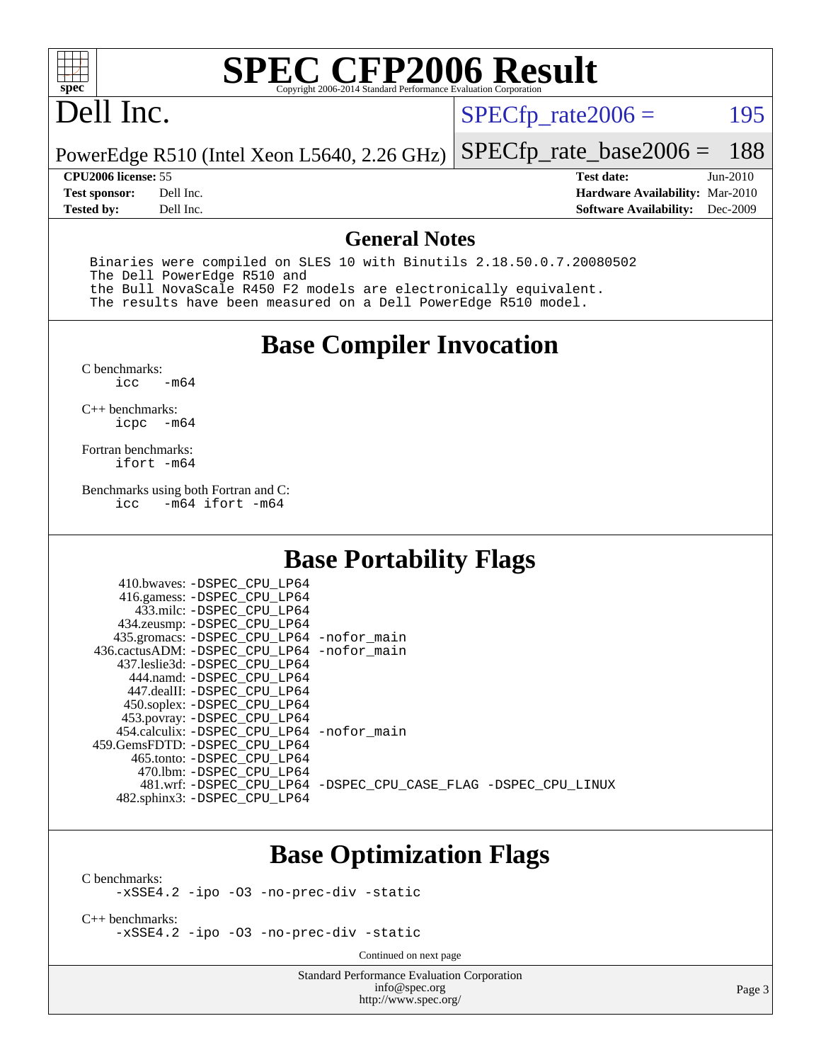# SPEC CFP2006 Result

Copyright 2006-2014 Standard Performance Evaluation Corporation

# Dell Inc.

PowerEdge R510 (Intel Xeon L5640, 2.26 GHz)

SPECfp_rate2006 = 195

SPECfp_rate_base2006 = 188

**CPU2006 license:** 55
**Test sponsor:** Dell Inc.
**Tested by:** Dell Inc.

**Test date:** Jun-2010
**Hardware Availability:** Mar-2010
**Software Availability:** Dec-2009

## General Notes

```
Binaries were compiled on SLES 10 with Binutils 2.18.50.0.7.20080502
The Dell PowerEdge R510 and
the Bull NovaScale R450 F2 models are electronically equivalent.
The results have been measured on a Dell PowerEdge R510 model.
```

## Base Compiler Invocation

C benchmarks:
```
icc   -m64
```

C++ benchmarks:
```
icpc  -m64
```

Fortran benchmarks:
```
ifort -m64
```

Benchmarks using both Fortran and C:
```
icc   -m64 ifort -m64
```

## Base Portability Flags

```
    410.bwaves: -DSPEC_CPU_LP64
    416.gamess: -DSPEC_CPU_LP64
      433.milc: -DSPEC_CPU_LP64
    434.zeusmp: -DSPEC_CPU_LP64
   435.gromacs: -DSPEC_CPU_LP64 -nofor_main
436.cactusADM: -DSPEC_CPU_LP64 -nofor_main
   437.leslie3d: -DSPEC_CPU_LP64
      444.namd: -DSPEC_CPU_LP64
    447.dealII: -DSPEC_CPU_LP64
    450.soplex: -DSPEC_CPU_LP64
    453.povray: -DSPEC_CPU_LP64
  454.calculix: -DSPEC_CPU_LP64 -nofor_main
 459.GemsFDTD: -DSPEC_CPU_LP64
     465.tonto: -DSPEC_CPU_LP64
       470.lbm: -DSPEC_CPU_LP64
       481.wrf: -DSPEC_CPU_LP64 -DSPEC_CPU_CASE_FLAG -DSPEC_CPU_LINUX
   482.sphinx3: -DSPEC_CPU_LP64
```

## Base Optimization Flags

C benchmarks:
```
-xSSE4.2 -ipo -O3 -no-prec-div -static
```

C++ benchmarks:
```
-xSSE4.2 -ipo -O3 -no-prec-div -static
```

Continued on next page

Standard Performance Evaluation Corporation
info@spec.org
http://www.spec.org/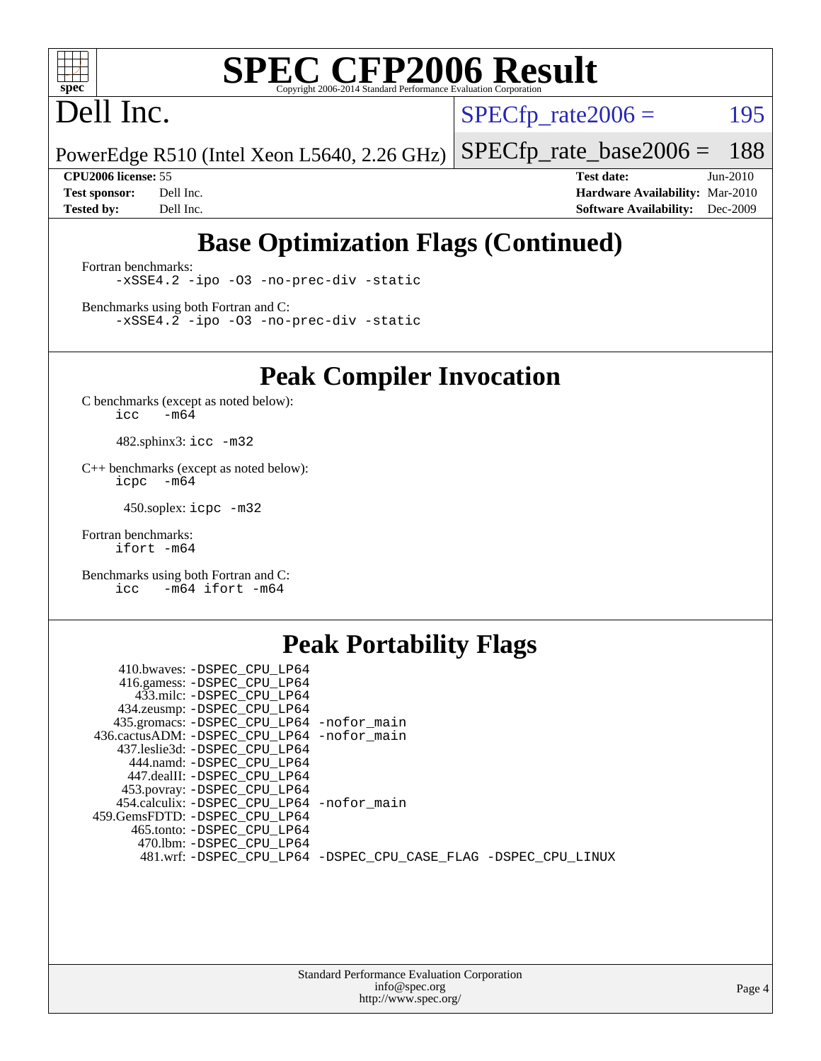# SPEC CFP2006 Result

Copyright 2006-2014 Standard Performance Evaluation Corporation

# Dell Inc.

PowerEdge R510 (Intel Xeon L5640, 2.26 GHz)

SPECfp_rate2006 = 195

SPECfp_rate_base2006 = 188

| | | | |
|---|---|---|---|
| **CPU2006 license:** | 55 | **Test date:** | Jun-2010 |
| **Test sponsor:** | Dell Inc. | **Hardware Availability:** | Mar-2010 |
| **Tested by:** | Dell Inc. | **Software Availability:** | Dec-2009 |

## Base Optimization Flags (Continued)

Fortran benchmarks:

```
-xSSE4.2 -ipo -O3 -no-prec-div -static
```

Benchmarks using both Fortran and C:

```
-xSSE4.2 -ipo -O3 -no-prec-div -static
```

## Peak Compiler Invocation

C benchmarks (except as noted below):

```
icc   -m64
```

482.sphinx3: `icc -m32`

C++ benchmarks (except as noted below):

```
icpc  -m64
```

450.soplex: `icpc -m32`

Fortran benchmarks:

```
ifort -m64
```

Benchmarks using both Fortran and C:

```
icc   -m64 ifort -m64
```

## Peak Portability Flags

410.bwaves: `-DSPEC_CPU_LP64`
416.gamess: `-DSPEC_CPU_LP64`
433.milc: `-DSPEC_CPU_LP64`
434.zeusmp: `-DSPEC_CPU_LP64`
435.gromacs: `-DSPEC_CPU_LP64 -nofor_main`
436.cactusADM: `-DSPEC_CPU_LP64 -nofor_main`
437.leslie3d: `-DSPEC_CPU_LP64`
444.namd: `-DSPEC_CPU_LP64`
447.dealII: `-DSPEC_CPU_LP64`
453.povray: `-DSPEC_CPU_LP64`
454.calculix: `-DSPEC_CPU_LP64 -nofor_main`
459.GemsFDTD: `-DSPEC_CPU_LP64`
465.tonto: `-DSPEC_CPU_LP64`
470.lbm: `-DSPEC_CPU_LP64`
481.wrf: `-DSPEC_CPU_LP64 -DSPEC_CPU_CASE_FLAG -DSPEC_CPU_LINUX`

Standard Performance Evaluation Corporation
info@spec.org
http://www.spec.org/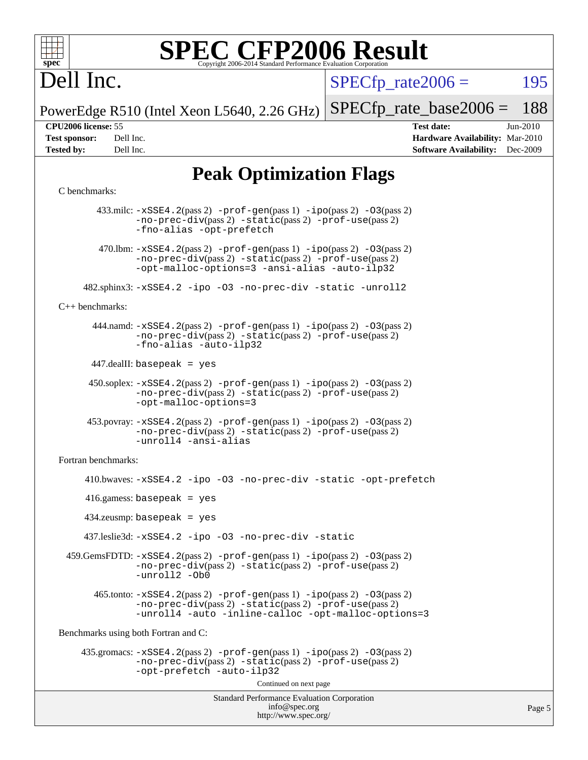# Peak Optimization Flags

C benchmarks:

433.milc: -xSSE4.2(pass 2) -prof-gen(pass 1) -ipo(pass 2) -O3(pass 2) -no-prec-div(pass 2) -static(pass 2) -prof-use(pass 2) -fno-alias -opt-prefetch

470.lbm: -xSSE4.2(pass 2) -prof-gen(pass 1) -ipo(pass 2) -O3(pass 2) -no-prec-div(pass 2) -static(pass 2) -prof-use(pass 2) -opt-malloc-options=3 -ansi-alias -auto-ilp32

482.sphinx3: -xSSE4.2 -ipo -O3 -no-prec-div -static -unroll2

C++ benchmarks:

444.namd: -xSSE4.2(pass 2) -prof-gen(pass 1) -ipo(pass 2) -O3(pass 2) -no-prec-div(pass 2) -static(pass 2) -prof-use(pass 2) -fno-alias -auto-ilp32

447.dealII: basepeak = yes

450.soplex: -xSSE4.2(pass 2) -prof-gen(pass 1) -ipo(pass 2) -O3(pass 2) -no-prec-div(pass 2) -static(pass 2) -prof-use(pass 2) -opt-malloc-options=3

453.povray: -xSSE4.2(pass 2) -prof-gen(pass 1) -ipo(pass 2) -O3(pass 2) -no-prec-div(pass 2) -static(pass 2) -prof-use(pass 2) -unroll4 -ansi-alias

Fortran benchmarks:

410.bwaves: -xSSE4.2 -ipo -O3 -no-prec-div -static -opt-prefetch

416.gamess: basepeak = yes

434.zeusmp: basepeak = yes

437.leslie3d: -xSSE4.2 -ipo -O3 -no-prec-div -static

459.GemsFDTD: -xSSE4.2(pass 2) -prof-gen(pass 1) -ipo(pass 2) -O3(pass 2) -no-prec-div(pass 2) -static(pass 2) -prof-use(pass 2) -unroll2 -Ob0

465.tonto: -xSSE4.2(pass 2) -prof-gen(pass 1) -ipo(pass 2) -O3(pass 2) -no-prec-div(pass 2) -static(pass 2) -prof-use(pass 2) -unroll4 -auto -inline-calloc -opt-malloc-options=3

Benchmarks using both Fortran and C:

435.gromacs: -xSSE4.2(pass 2) -prof-gen(pass 1) -ipo(pass 2) -O3(pass 2) -no-prec-div(pass 2) -static(pass 2) -prof-use(pass 2) -opt-prefetch -auto-ilp32

Continued on next page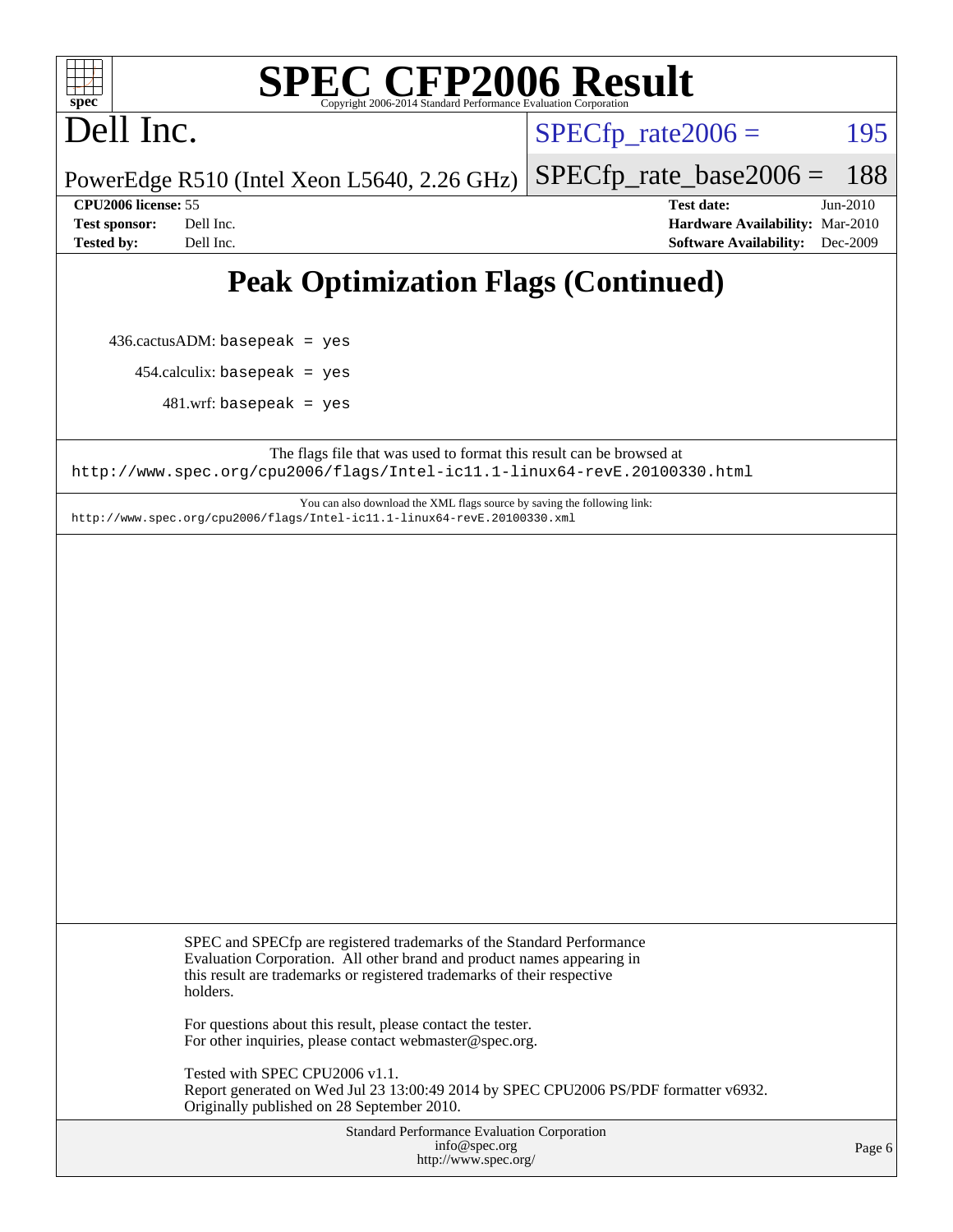## Peak Optimization Flags (Continued)

436.cactusADM: `basepeak = yes`

454.calculix: `basepeak = yes`

481.wrf: `basepeak = yes`

The flags file that was used to format this result can be browsed at
`http://www.spec.org/cpu2006/flags/Intel-ic11.1-linux64-revE.20100330.html`

You can also download the XML flags source by saving the following link:
`http://www.spec.org/cpu2006/flags/Intel-ic11.1-linux64-revE.20100330.xml`

SPEC and SPECfp are registered trademarks of the Standard Performance Evaluation Corporation. All other brand and product names appearing in this result are trademarks or registered trademarks of their respective holders.

For questions about this result, please contact the tester.
For other inquiries, please contact webmaster@spec.org.

Tested with SPEC CPU2006 v1.1.
Report generated on Wed Jul 23 13:00:49 2014 by SPEC CPU2006 PS/PDF formatter v6932.
Originally published on 28 September 2010.